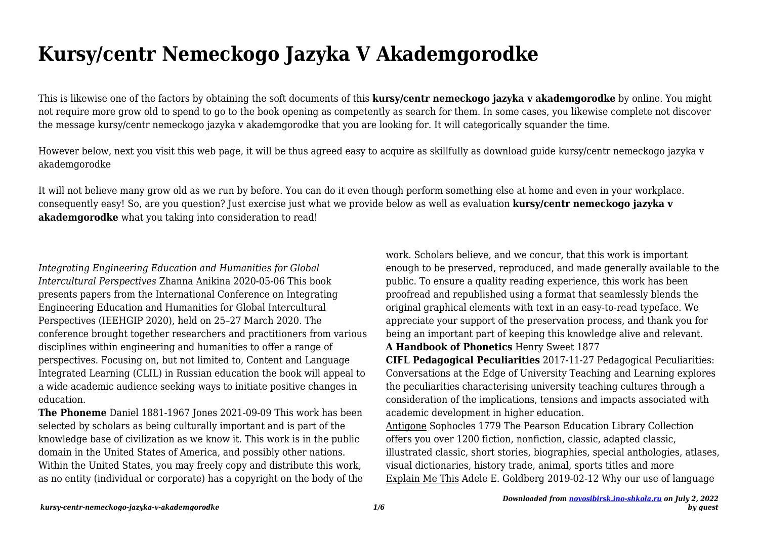# Kursy/centr Nemeckogo Jazyka V Akademgorodke

This is likewise one of the factors by obtaining the soft documents of this **kursy/centr nemeckogo jazyka v akademgorodke** by online. You might not require more grow old to spend to go to the book opening as competently as search for them. In some cases, you likewise complete not discover the message kursy/centr nemeckogo jazyka v akademgorodke that you are looking for. It will categorically squander the time.

However below, next you visit this web page, it will be thus agreed easy to acquire as skillfully as download guide kursy/centr nemeckogo jazyka v akademgorodke

It will not believe many grow old as we run by before. You can do it even though perform something else at home and even in your workplace. consequently easy! So, are you question? Just exercise just what we provide below as well as evaluation **kursy/centr nemeckogo jazyka v akademgorodke** what you taking into consideration to read!

*Integrating Engineering Education and Humanities for Global Intercultural Perspectives* Zhanna Anikina 2020-05-06 This book presents papers from the International Conference on Integrating Engineering Education and Humanities for Global Intercultural Perspectives (IEEHGIP 2020), held on 25–27 March 2020. The conference brought together researchers and practitioners from various disciplines within engineering and humanities to offer a range of perspectives. Focusing on, but not limited to, Content and Language Integrated Learning (CLIL) in Russian education the book will appeal to a wide academic audience seeking ways to initiate positive changes in education.

**The Phoneme** Daniel 1881-1967 Jones 2021-09-09 This work has been selected by scholars as being culturally important and is part of the knowledge base of civilization as we know it. This work is in the public domain in the United States of America, and possibly other nations. Within the United States, you may freely copy and distribute this work, as no entity (individual or corporate) has a copyright on the body of the work. Scholars believe, and we concur, that this work is important enough to be preserved, reproduced, and made generally available to the public. To ensure a quality reading experience, this work has been proofread and republished using a format that seamlessly blends the original graphical elements with text in an easy-to-read typeface. We appreciate your support of the preservation process, and thank you for being an important part of keeping this knowledge alive and relevant.

**A Handbook of Phonetics** Henry Sweet 1877

**CIFL Pedagogical Peculiarities** 2017-11-27 Pedagogical Peculiarities: Conversations at the Edge of University Teaching and Learning explores the peculiarities characterising university teaching cultures through a consideration of the implications, tensions and impacts associated with academic development in higher education.

Antigone Sophocles 1779 The Pearson Education Library Collection offers you over 1200 fiction, nonfiction, classic, adapted classic, illustrated classic, short stories, biographies, special anthologies, atlases, visual dictionaries, history trade, animal, sports titles and more

Explain Me This Adele E. Goldberg 2019-02-12 Why our use of language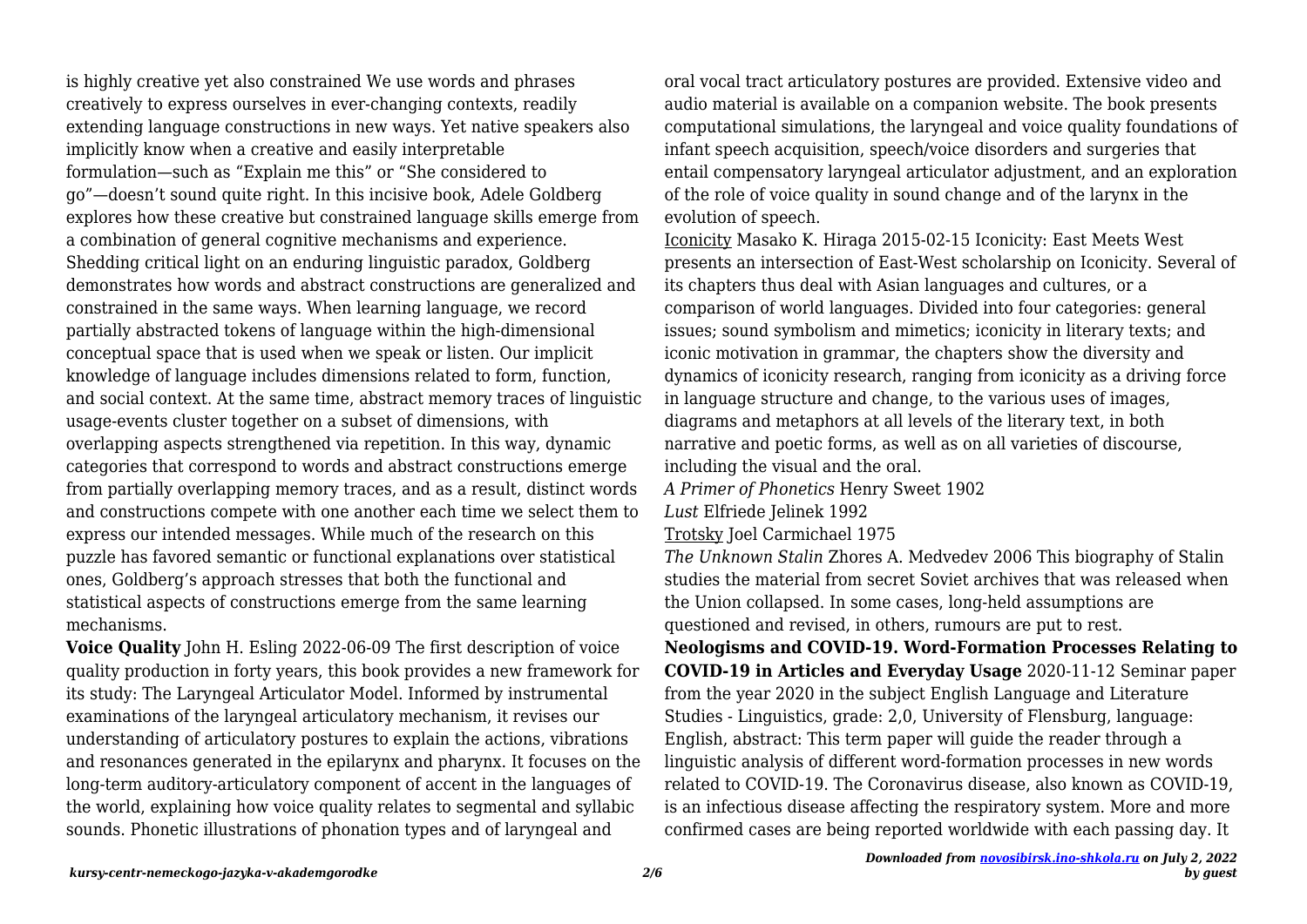is highly creative yet also constrained We use words and phrases creatively to express ourselves in ever-changing contexts, readily extending language constructions in new ways. Yet native speakers also implicitly know when a creative and easily interpretable formulation—such as "Explain me this" or "She considered to go"—doesn't sound quite right. In this incisive book, Adele Goldberg explores how these creative but constrained language skills emerge from a combination of general cognitive mechanisms and experience. Shedding critical light on an enduring linguistic paradox, Goldberg demonstrates how words and abstract constructions are generalized and constrained in the same ways. When learning language, we record partially abstracted tokens of language within the high-dimensional conceptual space that is used when we speak or listen. Our implicit knowledge of language includes dimensions related to form, function, and social context. At the same time, abstract memory traces of linguistic usage-events cluster together on a subset of dimensions, with overlapping aspects strengthened via repetition. In this way, dynamic categories that correspond to words and abstract constructions emerge from partially overlapping memory traces, and as a result, distinct words and constructions compete with one another each time we select them to express our intended messages. While much of the research on this puzzle has favored semantic or functional explanations over statistical ones, Goldberg's approach stresses that both the functional and statistical aspects of constructions emerge from the same learning mechanisms.

**Voice Quality** John H. Esling 2022-06-09 The first description of voice quality production in forty years, this book provides a new framework for its study: The Laryngeal Articulator Model. Informed by instrumental examinations of the laryngeal articulatory mechanism, it revises our understanding of articulatory postures to explain the actions, vibrations and resonances generated in the epilarynx and pharynx. It focuses on the long-term auditory-articulatory component of accent in the languages of the world, explaining how voice quality relates to segmental and syllabic sounds. Phonetic illustrations of phonation types and of laryngeal and oral vocal tract articulatory postures are provided. Extensive video and audio material is available on a companion website. The book presents computational simulations, the laryngeal and voice quality foundations of infant speech acquisition, speech/voice disorders and surgeries that entail compensatory laryngeal articulator adjustment, and an exploration of the role of voice quality in sound change and of the larynx in the evolution of speech.

Iconicity Masako K. Hiraga 2015-02-15 Iconicity: East Meets West presents an intersection of East-West scholarship on Iconicity. Several of its chapters thus deal with Asian languages and cultures, or a comparison of world languages. Divided into four categories: general issues; sound symbolism and mimetics; iconicity in literary texts; and iconic motivation in grammar, the chapters show the diversity and dynamics of iconicity research, ranging from iconicity as a driving force in language structure and change, to the various uses of images, diagrams and metaphors at all levels of the literary text, in both narrative and poetic forms, as well as on all varieties of discourse, including the visual and the oral.

*A Primer of Phonetics* Henry Sweet 1902

*Lust* Elfriede Jelinek 1992

Trotsky Joel Carmichael 1975

*The Unknown Stalin* Zhores A. Medvedev 2006 This biography of Stalin studies the material from secret Soviet archives that was released when the Union collapsed. In some cases, long-held assumptions are questioned and revised, in others, rumours are put to rest.

**Neologisms and COVID-19. Word-Formation Processes Relating to COVID-19 in Articles and Everyday Usage** 2020-11-12 Seminar paper from the year 2020 in the subject English Language and Literature Studies - Linguistics, grade: 2,0, University of Flensburg, language: English, abstract: This term paper will guide the reader through a linguistic analysis of different word-formation processes in new words related to COVID-19. The Coronavirus disease, also known as COVID-19, is an infectious disease affecting the respiratory system. More and more confirmed cases are being reported worldwide with each passing day. It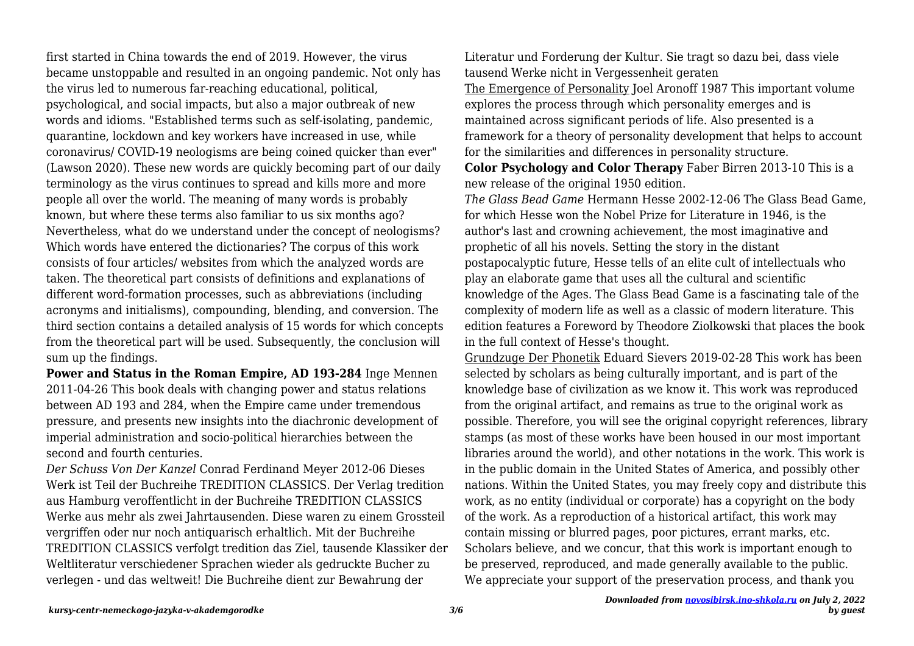first started in China towards the end of 2019. However, the virus became unstoppable and resulted in an ongoing pandemic. Not only has the virus led to numerous far-reaching educational, political, psychological, and social impacts, but also a major outbreak of new words and idioms. "Established terms such as self-isolating, pandemic, quarantine, lockdown and key workers have increased in use, while coronavirus/ COVID-19 neologisms are being coined quicker than ever" (Lawson 2020). These new words are quickly becoming part of our daily terminology as the virus continues to spread and kills more and more people all over the world. The meaning of many words is probably known, but where these terms also familiar to us six months ago? Nevertheless, what do we understand under the concept of neologisms? Which words have entered the dictionaries? The corpus of this work consists of four articles/ websites from which the analyzed words are taken. The theoretical part consists of definitions and explanations of different word-formation processes, such as abbreviations (including acronyms and initialisms), compounding, blending, and conversion. The third section contains a detailed analysis of 15 words for which concepts from the theoretical part will be used. Subsequently, the conclusion will sum up the findings.

**Power and Status in the Roman Empire, AD 193-284** Inge Mennen 2011-04-26 This book deals with changing power and status relations between AD 193 and 284, when the Empire came under tremendous pressure, and presents new insights into the diachronic development of imperial administration and socio-political hierarchies between the second and fourth centuries.

*Der Schuss Von Der Kanzel* Conrad Ferdinand Meyer 2012-06 Dieses Werk ist Teil der Buchreihe TREDITION CLASSICS. Der Verlag tredition aus Hamburg veroffentlicht in der Buchreihe TREDITION CLASSICS Werke aus mehr als zwei Jahrtausenden. Diese waren zu einem Grossteil vergriffen oder nur noch antiquarisch erhaltlich. Mit der Buchreihe TREDITION CLASSICS verfolgt tredition das Ziel, tausende Klassiker der Weltliteratur verschiedener Sprachen wieder als gedruckte Bucher zu verlegen - und das weltweit! Die Buchreihe dient zur Bewahrung der Literatur und Forderung der Kultur. Sie tragt so dazu bei, dass viele tausend Werke nicht in Vergessenheit geraten

The Emergence of Personality Joel Aronoff 1987 This important volume explores the process through which personality emerges and is maintained across significant periods of life. Also presented is a framework for a theory of personality development that helps to account for the similarities and differences in personality structure.

**Color Psychology and Color Therapy** Faber Birren 2013-10 This is a new release of the original 1950 edition.

*The Glass Bead Game* Hermann Hesse 2002-12-06 The Glass Bead Game, for which Hesse won the Nobel Prize for Literature in 1946, is the author's last and crowning achievement, the most imaginative and prophetic of all his novels. Setting the story in the distant postapocalyptic future, Hesse tells of an elite cult of intellectuals who play an elaborate game that uses all the cultural and scientific knowledge of the Ages. The Glass Bead Game is a fascinating tale of the complexity of modern life as well as a classic of modern literature. This edition features a Foreword by Theodore Ziolkowski that places the book in the full context of Hesse's thought.

Grundzuge Der Phonetik Eduard Sievers 2019-02-28 This work has been selected by scholars as being culturally important, and is part of the knowledge base of civilization as we know it. This work was reproduced from the original artifact, and remains as true to the original work as possible. Therefore, you will see the original copyright references, library stamps (as most of these works have been housed in our most important libraries around the world), and other notations in the work. This work is in the public domain in the United States of America, and possibly other nations. Within the United States, you may freely copy and distribute this work, as no entity (individual or corporate) has a copyright on the body of the work. As a reproduction of a historical artifact, this work may contain missing or blurred pages, poor pictures, errant marks, etc. Scholars believe, and we concur, that this work is important enough to be preserved, reproduced, and made generally available to the public. We appreciate your support of the preservation process, and thank you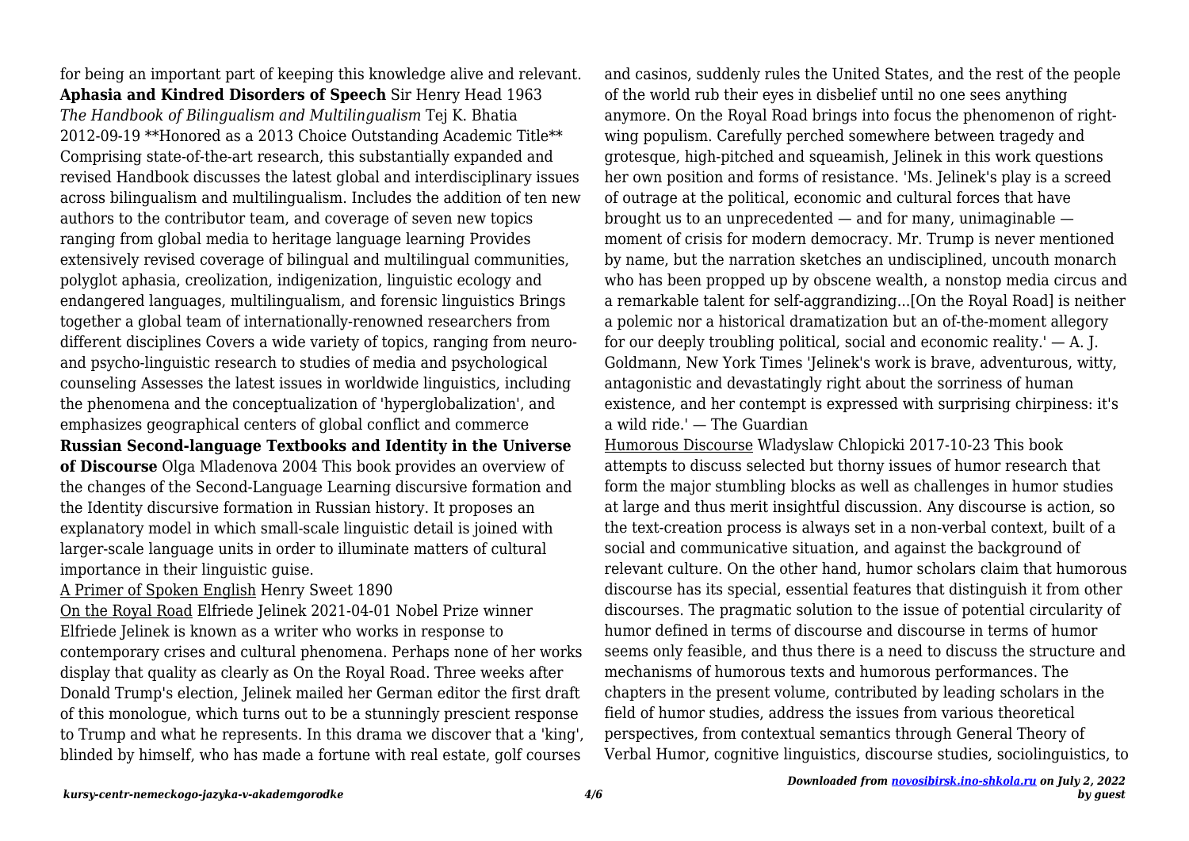for being an important part of keeping this knowledge alive and relevant.

**Aphasia and Kindred Disorders of Speech** Sir Henry Head 1963

*The Handbook of Bilingualism and Multilingualism* Tej K. Bhatia 2012-09-19 **Honored as a 2013 Choice Outstanding Academic Title** Comprising state-of-the-art research, this substantially expanded and revised Handbook discusses the latest global and interdisciplinary issues across bilingualism and multilingualism. Includes the addition of ten new authors to the contributor team, and coverage of seven new topics ranging from global media to heritage language learning Provides extensively revised coverage of bilingual and multilingual communities, polyglot aphasia, creolization, indigenization, linguistic ecology and endangered languages, multilingualism, and forensic linguistics Brings together a global team of internationally-renowned researchers from different disciplines Covers a wide variety of topics, ranging from neuro- and psycho-linguistic research to studies of media and psychological counseling Assesses the latest issues in worldwide linguistics, including the phenomena and the conceptualization of 'hyperglobalization', and emphasizes geographical centers of global conflict and commerce

**Russian Second-language Textbooks and Identity in the Universe of Discourse** Olga Mladenova 2004 This book provides an overview of the changes of the Second-Language Learning discursive formation and the Identity discursive formation in Russian history. It proposes an explanatory model in which small-scale linguistic detail is joined with larger-scale language units in order to illuminate matters of cultural importance in their linguistic guise.

A Primer of Spoken English Henry Sweet 1890

On the Royal Road Elfriede Jelinek 2021-04-01 Nobel Prize winner Elfriede Jelinek is known as a writer who works in response to contemporary crises and cultural phenomena. Perhaps none of her works display that quality as clearly as On the Royal Road. Three weeks after Donald Trump's election, Jelinek mailed her German editor the first draft of this monologue, which turns out to be a stunningly prescient response to Trump and what he represents. In this drama we discover that a 'king', blinded by himself, who has made a fortune with real estate, golf courses and casinos, suddenly rules the United States, and the rest of the people of the world rub their eyes in disbelief until no one sees anything anymore. On the Royal Road brings into focus the phenomenon of right-wing populism. Carefully perched somewhere between tragedy and grotesque, high-pitched and squeamish, Jelinek in this work questions her own position and forms of resistance. 'Ms. Jelinek's play is a screed of outrage at the political, economic and cultural forces that have brought us to an unprecedented — and for many, unimaginable — moment of crisis for modern democracy. Mr. Trump is never mentioned by name, but the narration sketches an undisciplined, uncouth monarch who has been propped up by obscene wealth, a nonstop media circus and a remarkable talent for self-aggrandizing...[On the Royal Road] is neither a polemic nor a historical dramatization but an of-the-moment allegory for our deeply troubling political, social and economic reality.' — A. J. Goldmann, New York Times 'Jelinek's work is brave, adventurous, witty, antagonistic and devastatingly right about the sorriness of human existence, and her contempt is expressed with surprising chirpiness: it's a wild ride.' — The Guardian

Humorous Discourse Wladyslaw Chlopicki 2017-10-23 This book attempts to discuss selected but thorny issues of humor research that form the major stumbling blocks as well as challenges in humor studies at large and thus merit insightful discussion. Any discourse is action, so the text-creation process is always set in a non-verbal context, built of a social and communicative situation, and against the background of relevant culture. On the other hand, humor scholars claim that humorous discourse has its special, essential features that distinguish it from other discourses. The pragmatic solution to the issue of potential circularity of humor defined in terms of discourse and discourse in terms of humor seems only feasible, and thus there is a need to discuss the structure and mechanisms of humorous texts and humorous performances. The chapters in the present volume, contributed by leading scholars in the field of humor studies, address the issues from various theoretical perspectives, from contextual semantics through General Theory of Verbal Humor, cognitive linguistics, discourse studies, sociolinguistics, to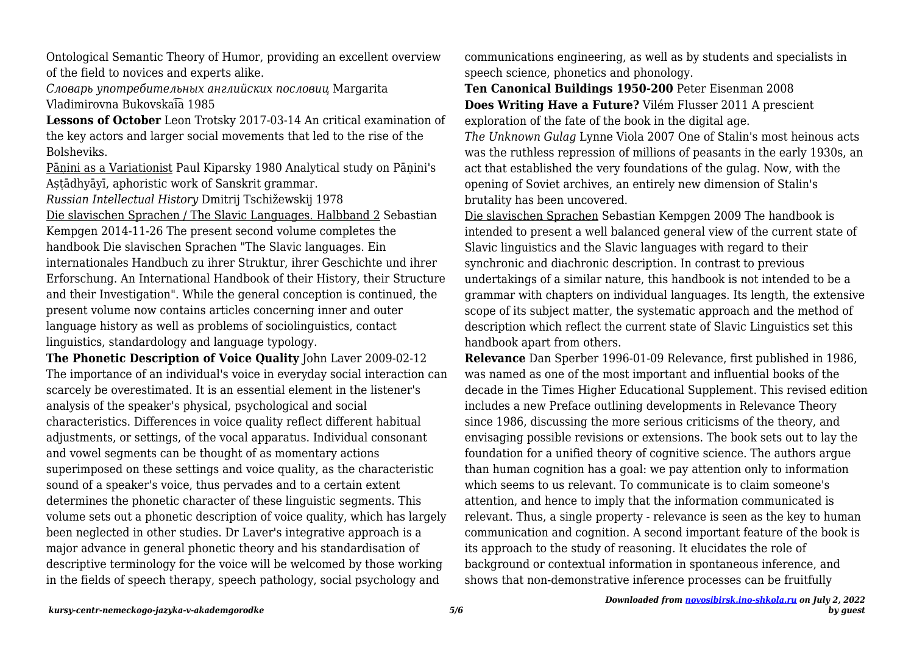Ontological Semantic Theory of Humor, providing an excellent overview of the field to novices and experts alike.

*Словарь употребительных английских пословиц* Margarita Vladimirovna Bukovskai͡a 1985

**Lessons of October** Leon Trotsky 2017-03-14 An critical examination of the key actors and larger social movements that led to the rise of the Bolsheviks.

Pāṇini as a Variationist Paul Kiparsky 1980 Analytical study on Pāṇini's Aṣṭādhyāyī, aphoristic work of Sanskrit grammar.

*Russian Intellectual History* Dmitrij Tschižewskij 1978

Die slavischen Sprachen / The Slavic Languages. Halbband 2 Sebastian Kempgen 2014-11-26 The present second volume completes the handbook Die slavischen Sprachen "The Slavic languages. Ein internationales Handbuch zu ihrer Struktur, ihrer Geschichte und ihrer Erforschung. An International Handbook of their History, their Structure and their Investigation". While the general conception is continued, the present volume now contains articles concerning inner and outer language history as well as problems of sociolinguistics, contact linguistics, standardology and language typology.

**The Phonetic Description of Voice Quality** John Laver 2009-02-12 The importance of an individual's voice in everyday social interaction can scarcely be overestimated. It is an essential element in the listener's analysis of the speaker's physical, psychological and social characteristics. Differences in voice quality reflect different habitual adjustments, or settings, of the vocal apparatus. Individual consonant and vowel segments can be thought of as momentary actions superimposed on these settings and voice quality, as the characteristic sound of a speaker's voice, thus pervades and to a certain extent determines the phonetic character of these linguistic segments. This volume sets out a phonetic description of voice quality, which has largely been neglected in other studies. Dr Laver's integrative approach is a major advance in general phonetic theory and his standardisation of descriptive terminology for the voice will be welcomed by those working in the fields of speech therapy, speech pathology, social psychology and communications engineering, as well as by students and specialists in speech science, phonetics and phonology.

**Ten Canonical Buildings 1950-200** Peter Eisenman 2008

**Does Writing Have a Future?** Vilém Flusser 2011 A prescient exploration of the fate of the book in the digital age.

*The Unknown Gulag* Lynne Viola 2007 One of Stalin's most heinous acts was the ruthless repression of millions of peasants in the early 1930s, an act that established the very foundations of the gulag. Now, with the opening of Soviet archives, an entirely new dimension of Stalin's brutality has been uncovered.

Die slavischen Sprachen Sebastian Kempgen 2009 The handbook is intended to present a well balanced general view of the current state of Slavic linguistics and the Slavic languages with regard to their synchronic and diachronic description. In contrast to previous undertakings of a similar nature, this handbook is not intended to be a grammar with chapters on individual languages. Its length, the extensive scope of its subject matter, the systematic approach and the method of description which reflect the current state of Slavic Linguistics set this handbook apart from others.

**Relevance** Dan Sperber 1996-01-09 Relevance, first published in 1986, was named as one of the most important and influential books of the decade in the Times Higher Educational Supplement. This revised edition includes a new Preface outlining developments in Relevance Theory since 1986, discussing the more serious criticisms of the theory, and envisaging possible revisions or extensions. The book sets out to lay the foundation for a unified theory of cognitive science. The authors argue than human cognition has a goal: we pay attention only to information which seems to us relevant. To communicate is to claim someone's attention, and hence to imply that the information communicated is relevant. Thus, a single property - relevance is seen as the key to human communication and cognition. A second important feature of the book is its approach to the study of reasoning. It elucidates the role of background or contextual information in spontaneous inference, and shows that non-demonstrative inference processes can be fruitfully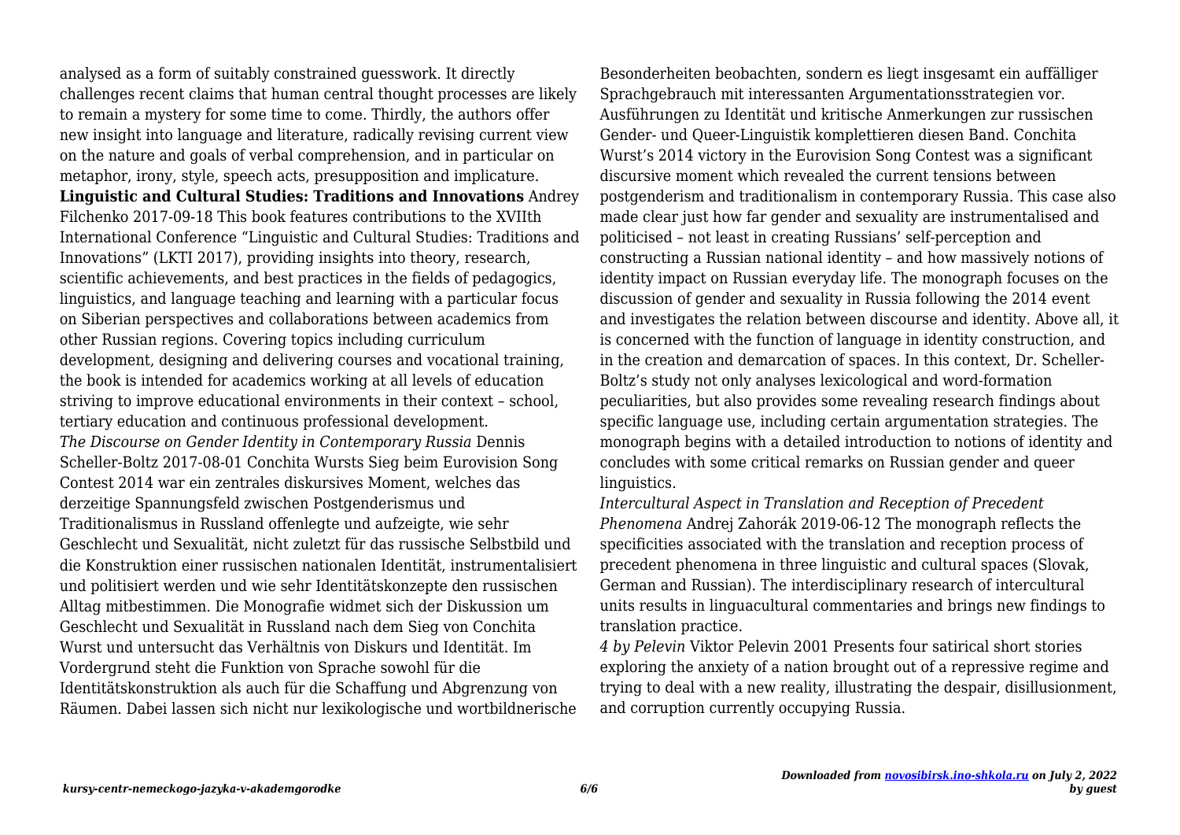analysed as a form of suitably constrained guesswork. It directly challenges recent claims that human central thought processes are likely to remain a mystery for some time to come. Thirdly, the authors offer new insight into language and literature, radically revising current view on the nature and goals of verbal comprehension, and in particular on metaphor, irony, style, speech acts, presupposition and implicature.

**Linguistic and Cultural Studies: Traditions and Innovations** Andrey Filchenko 2017-09-18 This book features contributions to the XVIIth International Conference "Linguistic and Cultural Studies: Traditions and Innovations" (LKTI 2017), providing insights into theory, research, scientific achievements, and best practices in the fields of pedagogics, linguistics, and language teaching and learning with a particular focus on Siberian perspectives and collaborations between academics from other Russian regions. Covering topics including curriculum development, designing and delivering courses and vocational training, the book is intended for academics working at all levels of education striving to improve educational environments in their context – school, tertiary education and continuous professional development.

*The Discourse on Gender Identity in Contemporary Russia* Dennis Scheller-Boltz 2017-08-01 Conchita Wursts Sieg beim Eurovision Song Contest 2014 war ein zentrales diskursives Moment, welches das derzeitige Spannungsfeld zwischen Postgenderismus und Traditionalismus in Russland offenlegte und aufzeigte, wie sehr Geschlecht und Sexualität, nicht zuletzt für das russische Selbstbild und die Konstruktion einer russischen nationalen Identität, instrumentalisiert und politisiert werden und wie sehr Identitätskonzepte den russischen Alltag mitbestimmen. Die Monografie widmet sich der Diskussion um Geschlecht und Sexualität in Russland nach dem Sieg von Conchita Wurst und untersucht das Verhältnis von Diskurs und Identität. Im Vordergrund steht die Funktion von Sprache sowohl für die Identitätskonstruktion als auch für die Schaffung und Abgrenzung von Räumen. Dabei lassen sich nicht nur lexikologische und wortbildnerische Besonderheiten beobachten, sondern es liegt insgesamt ein auffälliger Sprachgebrauch mit interessanten Argumentationsstrategien vor. Ausführungen zu Identität und kritische Anmerkungen zur russischen Gender- und Queer-Linguistik komplettieren diesen Band. Conchita Wurst's 2014 victory in the Eurovision Song Contest was a significant discursive moment which revealed the current tensions between postgenderism and traditionalism in contemporary Russia. This case also made clear just how far gender and sexuality are instrumentalised and politicised – not least in creating Russians' self-perception and constructing a Russian national identity – and how massively notions of identity impact on Russian everyday life. The monograph focuses on the discussion of gender and sexuality in Russia following the 2014 event and investigates the relation between discourse and identity. Above all, it is concerned with the function of language in identity construction, and in the creation and demarcation of spaces. In this context, Dr. Scheller-Boltz's study not only analyses lexicological and word-formation peculiarities, but also provides some revealing research findings about specific language use, including certain argumentation strategies. The monograph begins with a detailed introduction to notions of identity and concludes with some critical remarks on Russian gender and queer linguistics.

*Intercultural Aspect in Translation and Reception of Precedent Phenomena* Andrej Zahorák 2019-06-12 The monograph reflects the specificities associated with the translation and reception process of precedent phenomena in three linguistic and cultural spaces (Slovak, German and Russian). The interdisciplinary research of intercultural units results in linguacultural commentaries and brings new findings to translation practice.

*4 by Pelevin* Viktor Pelevin 2001 Presents four satirical short stories exploring the anxiety of a nation brought out of a repressive regime and trying to deal with a new reality, illustrating the despair, disillusionment, and corruption currently occupying Russia.